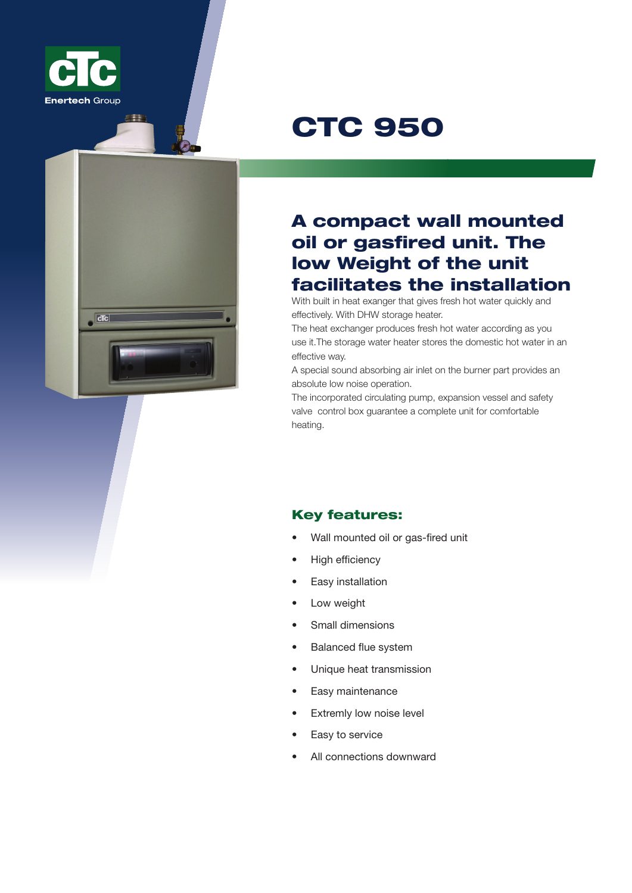CTC

Enertech Group

# CTC 950

## A compact wall mounted oil or gasfired unit. The low Weight of the unit facilitates the installation

With built in heat exanger that gives fresh hot water quickly and effectively. With DHW storage heater.

The heat exchanger produces fresh hot water according as you use it.The storage water heater stores the domestic hot water in an effective way.

A special sound absorbing air inlet on the burner part provides an absolute low noise operation.

The incorporated circulating pump, expansion vessel and safety valve control box guarantee a complete unit for comfortable heating.

### Key features:

- Wall mounted oil or gas-fired unit
- High efficiency
- Easy installation
- Low weight
- Small dimensions
- Balanced flue system
- Unique heat transmission
- Easy maintenance
- Extremly low noise level
- Easy to service
- All connections downward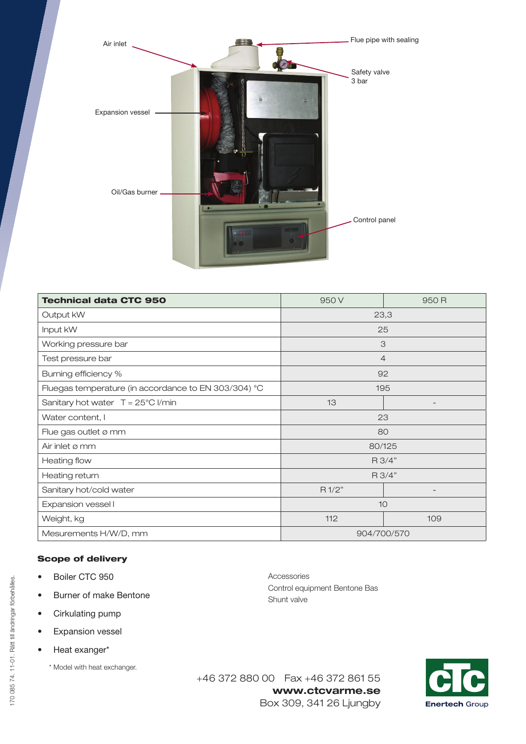Air inlet

Flue pipe with sealing

Safety valve
3 bar

Expansion vessel

Oil/Gas burner

Control panel

| Technical data CTC 950 | 950 V | 950 R |
|---|---|---|
| Output kW | 23,3 | |
| Input kW | 25 | |
| Working pressure bar | 3 | |
| Test pressure bar | 4 | |
| Burning efficiency % | 92 | |
| Fluegas temperature (in accordance to EN 303/304) °C | 195 | |
| Sanitary hot water T = 25°C l/min | 13 | - |
| Water content, l | 23 | |
| Flue gas outlet ø mm | 80 | |
| Air inlet ø mm | 80/125 | |
| Heating flow | R 3/4" | |
| Heating return | R 3/4" | |
| Sanitary hot/cold water | R 1/2" | - |
| Expansion vessel l | 10 | |
| Weight, kg | 112 | 109 |
| Mesurements H/W/D, mm | 904/700/570 | |

**Scope of delivery**

- Boiler CTC 950
- Burner of make Bentone
- Cirkulating pump
- Expansion vessel
- Heat exanger*

\* Model with heat exchanger.

Accessories
Control equipment Bentone Bas
Shunt valve

+46 372 880 00 Fax +46 372 861 55
**www.ctcvarme.se**
Box 309, 341 26 Ljungby

CTC Enertech Group

170 085 74. 11-01. Rätt till ändringar förbehålles.